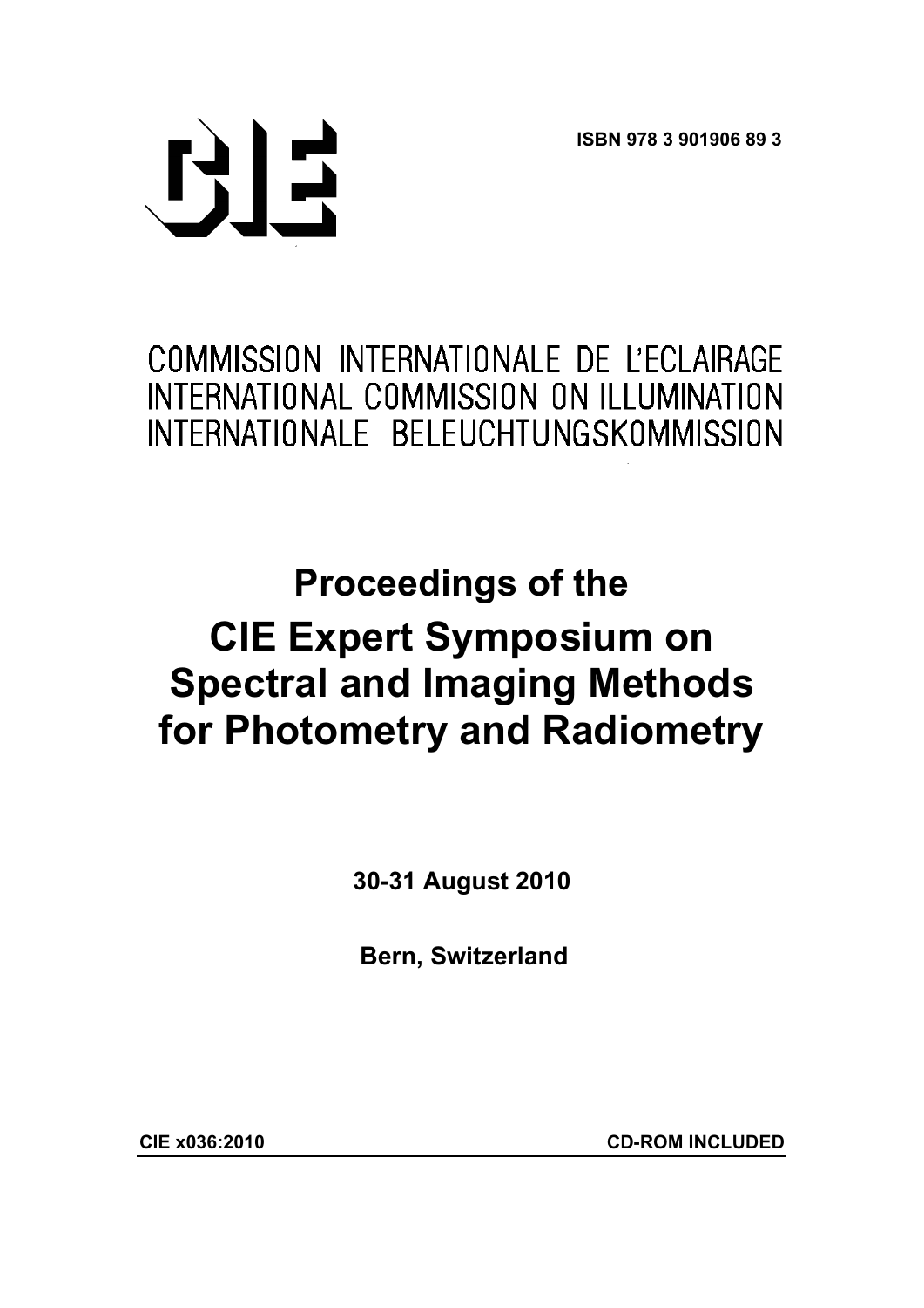ISBN 978 3 901906 89 3

COMMISSION INTERNATIONALE DE L'ECLAIRAGE
INTERNATIONAL COMMISSION ON ILLUMINATION
INTERNATIONALE BELEUCHTUNGSKOMMISSION

# Proceedings of the CIE Expert Symposium on Spectral and Imaging Methods for Photometry and Radiometry

**30-31 August 2010**

**Bern, Switzerland**

**CIE x036:2010** **CD-ROM INCLUDED**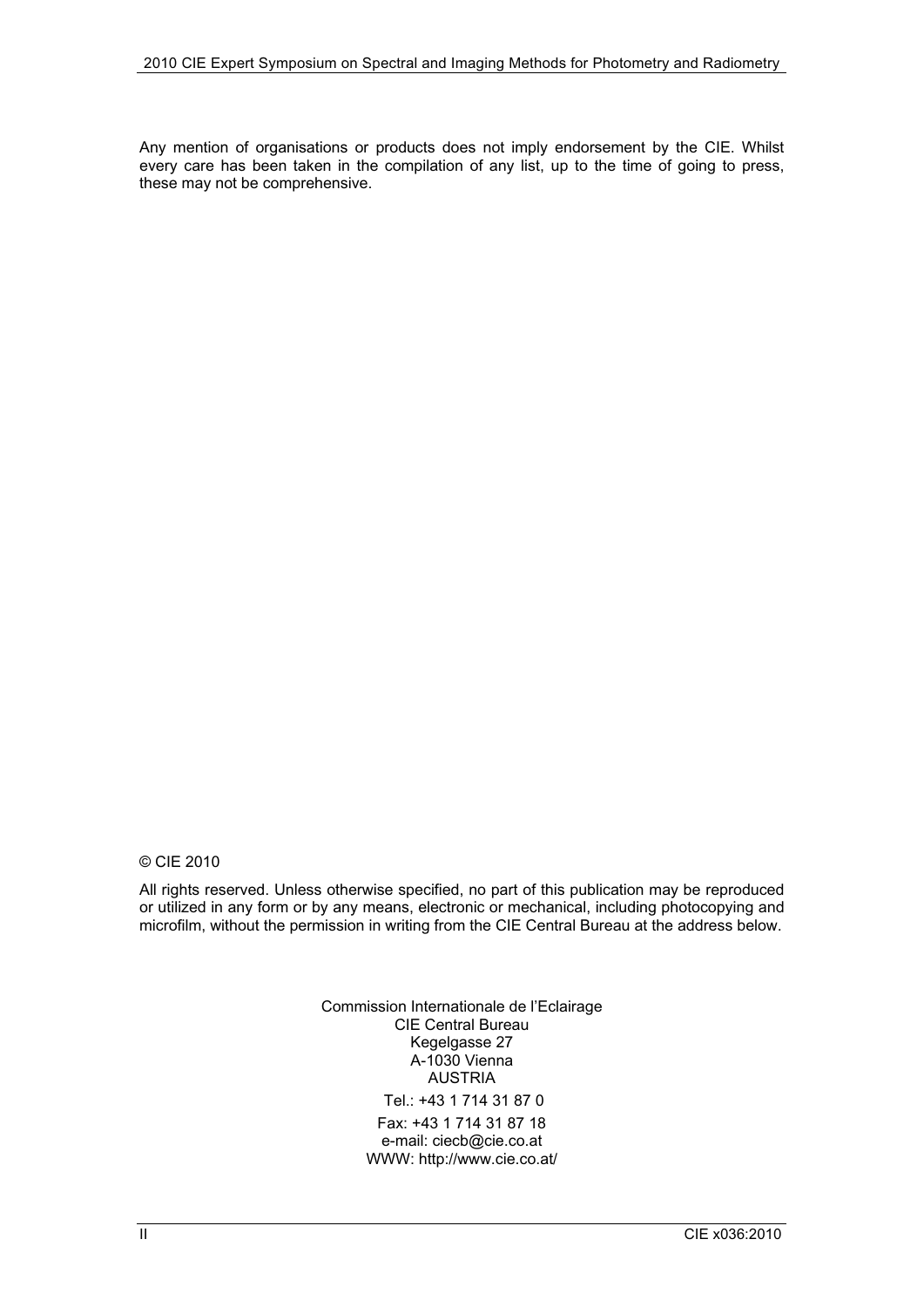Any mention of organisations or products does not imply endorsement by the CIE. Whilst every care has been taken in the compilation of any list, up to the time of going to press, these may not be comprehensive.

© CIE 2010

All rights reserved. Unless otherwise specified, no part of this publication may be reproduced or utilized in any form or by any means, electronic or mechanical, including photocopying and microfilm, without the permission in writing from the CIE Central Bureau at the address below.

Commission Internationale de l'Eclairage
CIE Central Bureau
Kegelgasse 27
A-1030 Vienna
AUSTRIA

Tel.: +43 1 714 31 87 0

Fax: +43 1 714 31 87 18
e-mail: ciecb@cie.co.at
WWW: http://www.cie.co.at/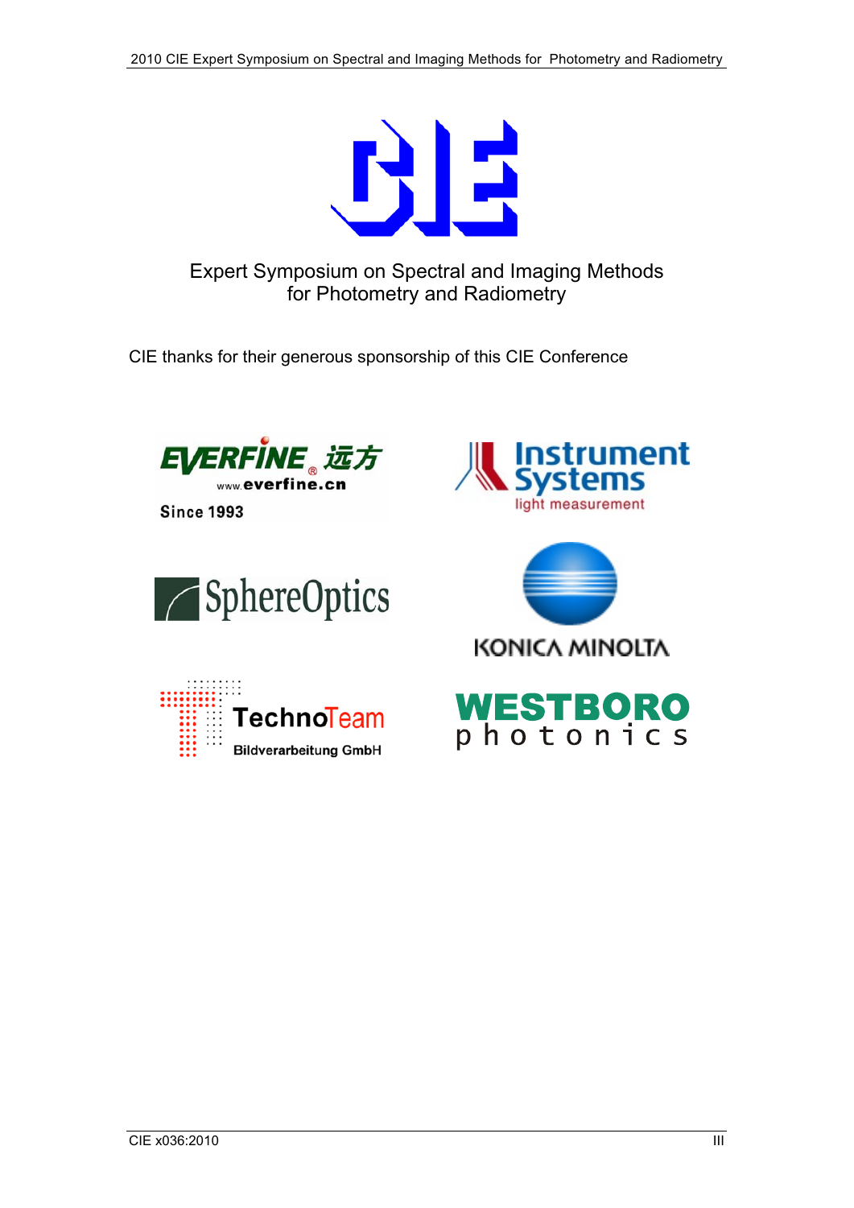# Expert Symposium on Spectral and Imaging Methods for Photometry and Radiometry

CIE thanks for their generous sponsorship of this CIE Conference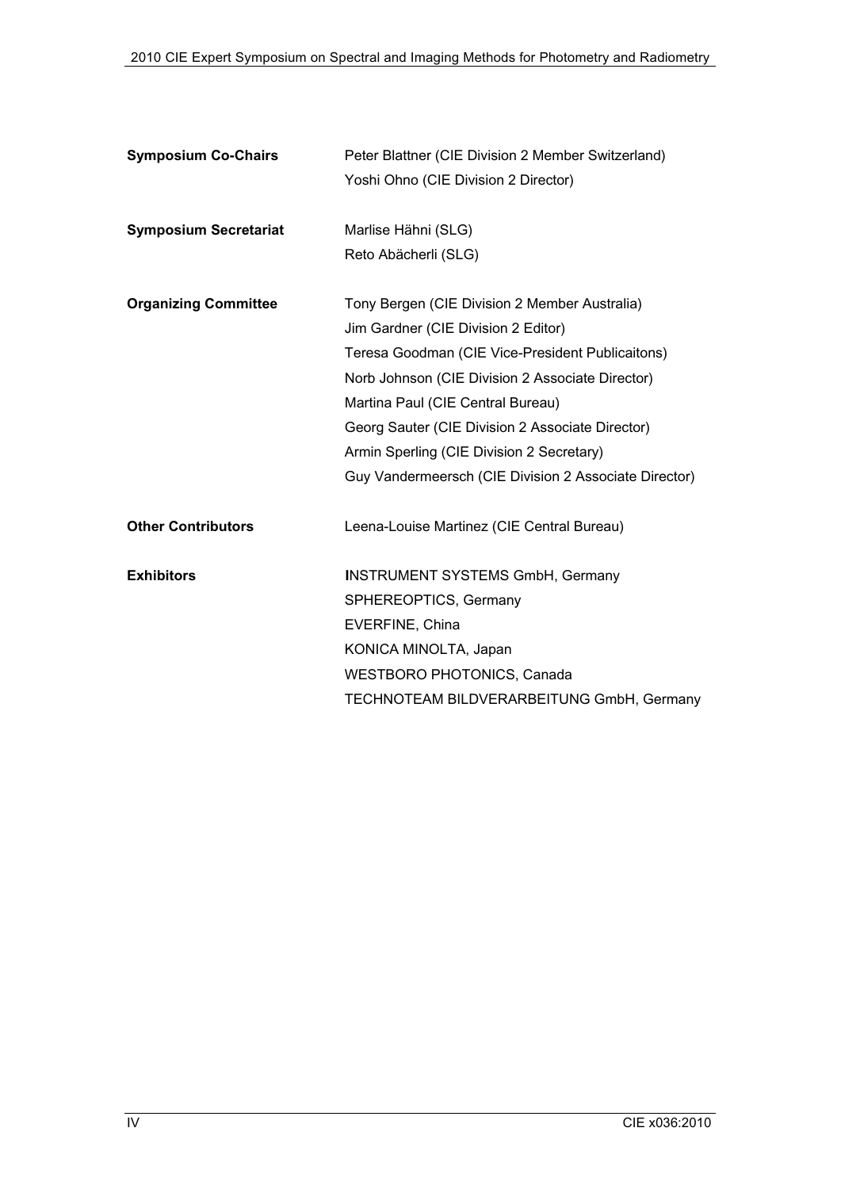**Symposium Co-Chairs**

Peter Blattner (CIE Division 2 Member Switzerland)
Yoshi Ohno (CIE Division 2 Director)

**Symposium Secretariat**

Marlise Hähni (SLG)
Reto Abächerli (SLG)

**Organizing Committee**

Tony Bergen (CIE Division 2 Member Australia)
Jim Gardner (CIE Division 2 Editor)
Teresa Goodman (CIE Vice-President Publicaitons)
Norb Johnson (CIE Division 2 Associate Director)
Martina Paul (CIE Central Bureau)
Georg Sauter (CIE Division 2 Associate Director)
Armin Sperling (CIE Division 2 Secretary)
Guy Vandermeersch (CIE Division 2 Associate Director)

**Other Contributors**

Leena-Louise Martinez (CIE Central Bureau)

**Exhibitors**

INSTRUMENT SYSTEMS GmbH, Germany
SPHEREOPTICS, Germany
EVERFINE, China
KONICA MINOLTA, Japan
WESTBORO PHOTONICS, Canada
TECHNOTEAM BILDVERARBEITUNG GmbH, Germany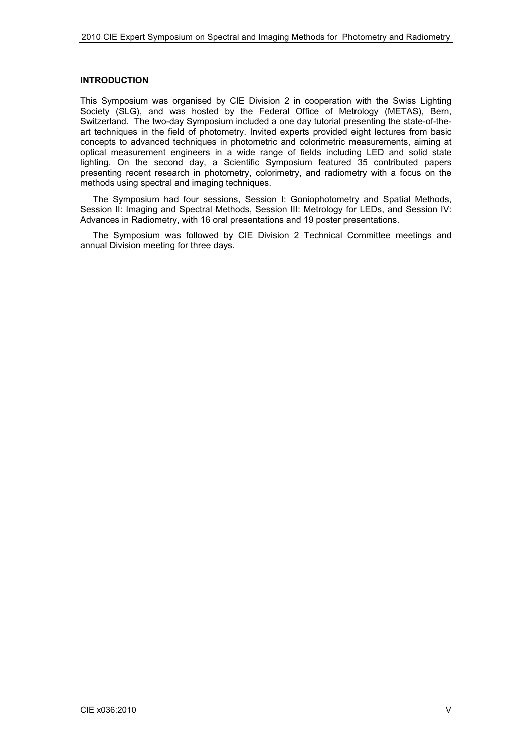## INTRODUCTION

This Symposium was organised by CIE Division 2 in cooperation with the Swiss Lighting Society (SLG), and was hosted by the Federal Office of Metrology (METAS), Bern, Switzerland. The two-day Symposium included a one day tutorial presenting the state-of-the-art techniques in the field of photometry. Invited experts provided eight lectures from basic concepts to advanced techniques in photometric and colorimetric measurements, aiming at optical measurement engineers in a wide range of fields including LED and solid state lighting. On the second day, a Scientific Symposium featured 35 contributed papers presenting recent research in photometry, colorimetry, and radiometry with a focus on the methods using spectral and imaging techniques.

The Symposium had four sessions, Session I: Goniophotometry and Spatial Methods, Session II: Imaging and Spectral Methods, Session III: Metrology for LEDs, and Session IV: Advances in Radiometry, with 16 oral presentations and 19 poster presentations.

The Symposium was followed by CIE Division 2 Technical Committee meetings and annual Division meeting for three days.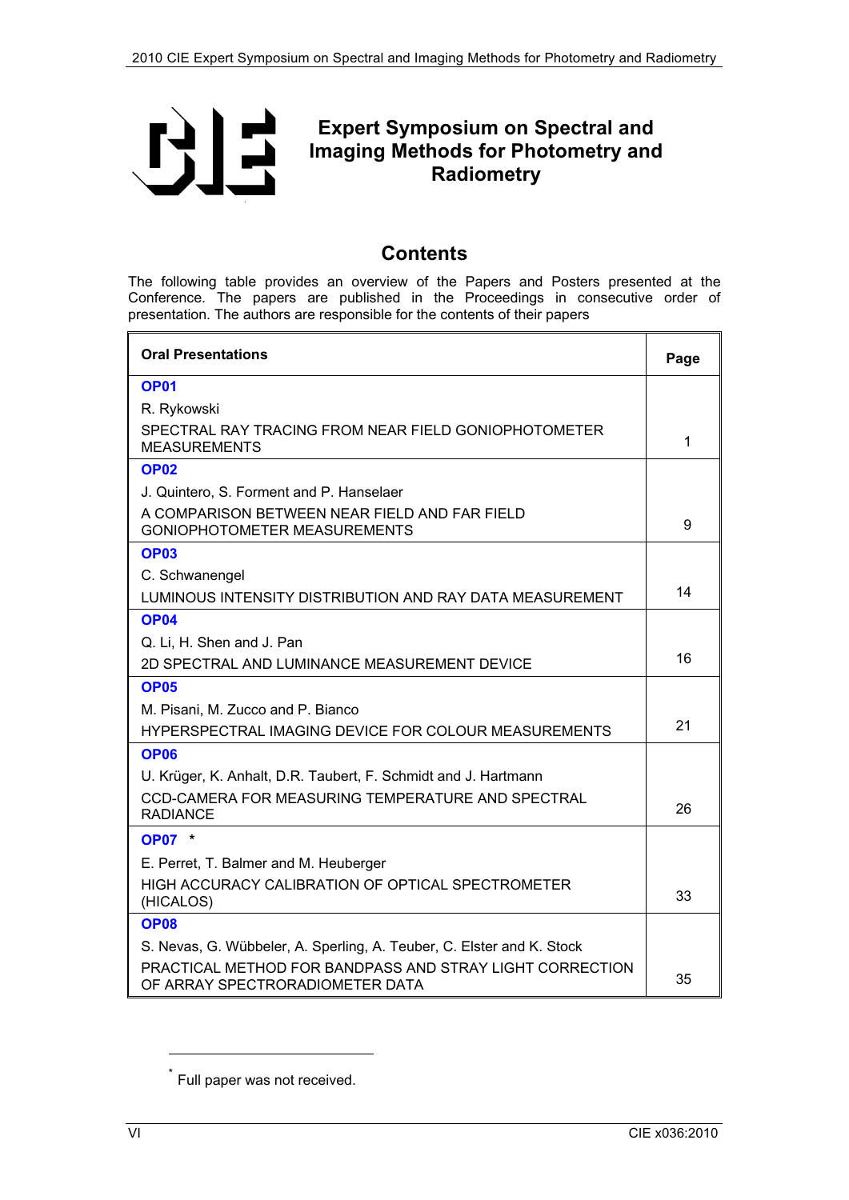# Expert Symposium on Spectral and Imaging Methods for Photometry and Radiometry

## Contents

The following table provides an overview of the Papers and Posters presented at the Conference. The papers are published in the Proceedings in consecutive order of presentation. The authors are responsible for the contents of their papers

| Oral Presentations | Page |
|---|---|
| **OP01**<br>R. Rykowski<br>SPECTRAL RAY TRACING FROM NEAR FIELD GONIOPHOTOMETER MEASUREMENTS | 1 |
| **OP02**<br>J. Quintero, S. Forment and P. Hanselaer<br>A COMPARISON BETWEEN NEAR FIELD AND FAR FIELD GONIOPHOTOMETER MEASUREMENTS | 9 |
| **OP03**<br>C. Schwanengel<br>LUMINOUS INTENSITY DISTRIBUTION AND RAY DATA MEASUREMENT | 14 |
| **OP04**<br>Q. Li, H. Shen and J. Pan<br>2D SPECTRAL AND LUMINANCE MEASUREMENT DEVICE | 16 |
| **OP05**<br>M. Pisani, M. Zucco and P. Bianco<br>HYPERSPECTRAL IMAGING DEVICE FOR COLOUR MEASUREMENTS | 21 |
| **OP06**<br>U. Krüger, K. Anhalt, D.R. Taubert, F. Schmidt and J. Hartmann<br>CCD-CAMERA FOR MEASURING TEMPERATURE AND SPECTRAL RADIANCE | 26 |
| **OP07** *<br>E. Perret, T. Balmer and M. Heuberger<br>HIGH ACCURACY CALIBRATION OF OPTICAL SPECTROMETER (HICALOS) | 33 |
| **OP08**<br>S. Nevas, G. Wübbeler, A. Sperling, A. Teuber, C. Elster and K. Stock<br>PRACTICAL METHOD FOR BANDPASS AND STRAY LIGHT CORRECTION OF ARRAY SPECTRORADIOMETER DATA | 35 |

* Full paper was not received.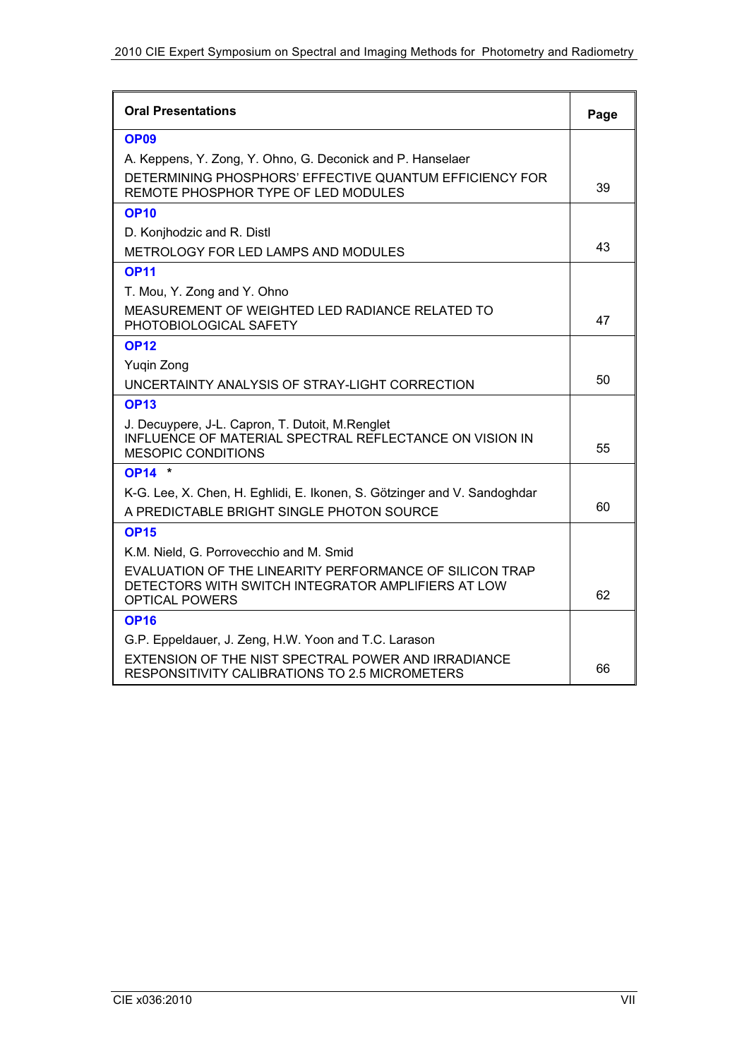| Oral Presentations | Page |
|---|---|
| **OP09**<br>A. Keppens, Y. Zong, Y. Ohno, G. Deconick and P. Hanselaer<br>DETERMINING PHOSPHORS' EFFECTIVE QUANTUM EFFICIENCY FOR REMOTE PHOSPHOR TYPE OF LED MODULES | 39 |
| **OP10**<br>D. Konjhodzic and R. Distl<br>METROLOGY FOR LED LAMPS AND MODULES | 43 |
| **OP11**<br>T. Mou, Y. Zong and Y. Ohno<br>MEASUREMENT OF WEIGHTED LED RADIANCE RELATED TO PHOTOBIOLOGICAL SAFETY | 47 |
| **OP12**<br>Yuqin Zong<br>UNCERTAINTY ANALYSIS OF STRAY-LIGHT CORRECTION | 50 |
| **OP13**<br>J. Decuypere, J-L. Capron, T. Dutoit, M.Renglet<br>INFLUENCE OF MATERIAL SPECTRAL REFLECTANCE ON VISION IN MESOPIC CONDITIONS | 55 |
| **OP14** *<br>K-G. Lee, X. Chen, H. Eghlidi, E. Ikonen, S. Götzinger and V. Sandoghdar<br>A PREDICTABLE BRIGHT SINGLE PHOTON SOURCE | 60 |
| **OP15**<br>K.M. Nield, G. Porrovecchio and M. Smid<br>EVALUATION OF THE LINEARITY PERFORMANCE OF SILICON TRAP DETECTORS WITH SWITCH INTEGRATOR AMPLIFIERS AT LOW OPTICAL POWERS | 62 |
| **OP16**<br>G.P. Eppeldauer, J. Zeng, H.W. Yoon and T.C. Larason<br>EXTENSION OF THE NIST SPECTRAL POWER AND IRRADIANCE RESPONSITIVITY CALIBRATIONS TO 2.5 MICROMETERS | 66 |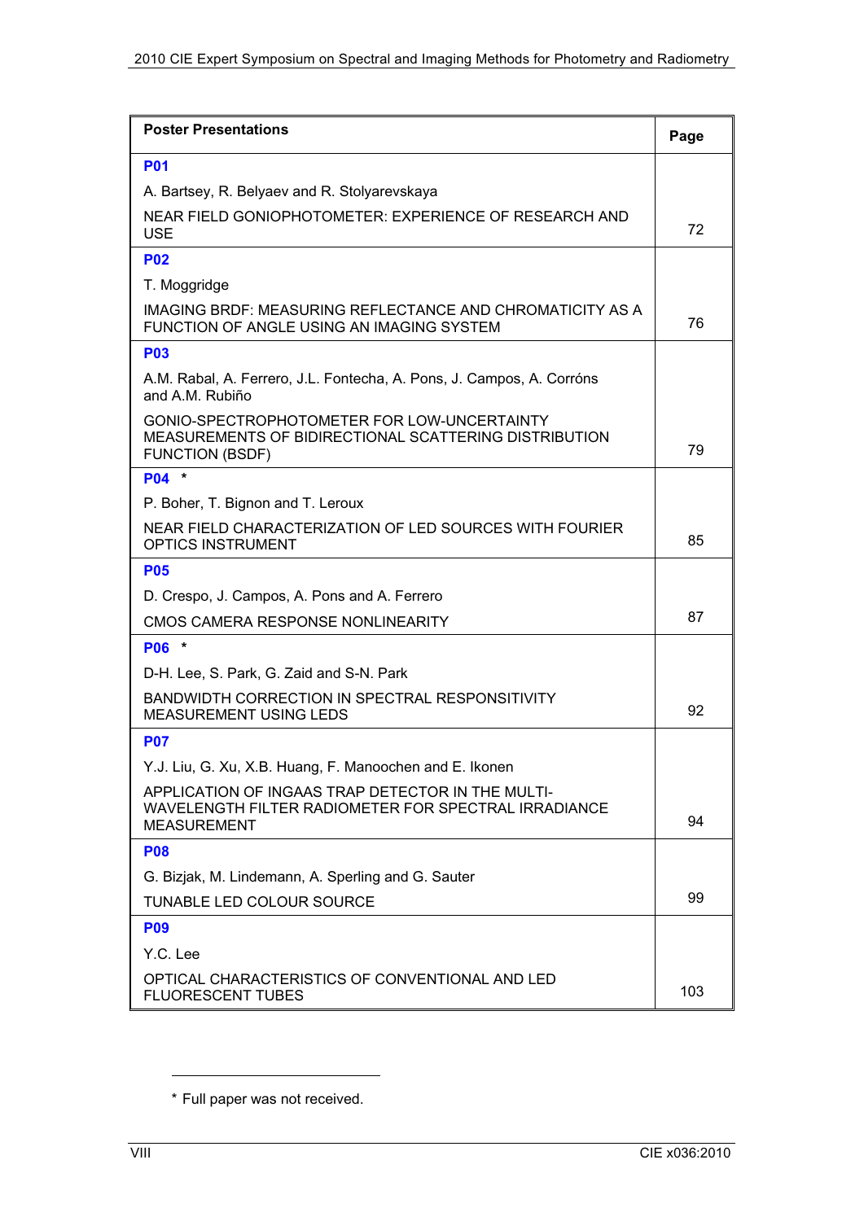| Poster Presentations | Page |
|---|---|
| **P01**<br>A. Bartsey, R. Belyaev and R. Stolyarevskaya<br>NEAR FIELD GONIOPHOTOMETER: EXPERIENCE OF RESEARCH AND USE | 72 |
| **P02**<br>T. Moggridge<br>IMAGING BRDF: MEASURING REFLECTANCE AND CHROMATICITY AS A FUNCTION OF ANGLE USING AN IMAGING SYSTEM | 76 |
| **P03**<br>A.M. Rabal, A. Ferrero, J.L. Fontecha, A. Pons, J. Campos, A. Corróns and A.M. Rubiño<br>GONIO-SPECTROPHOTOMETER FOR LOW-UNCERTAINTY MEASUREMENTS OF BIDIRECTIONAL SCATTERING DISTRIBUTION FUNCTION (BSDF) | 79 |
| **P04** *<br>P. Boher, T. Bignon and T. Leroux<br>NEAR FIELD CHARACTERIZATION OF LED SOURCES WITH FOURIER OPTICS INSTRUMENT | 85 |
| **P05**<br>D. Crespo, J. Campos, A. Pons and A. Ferrero<br>CMOS CAMERA RESPONSE NONLINEARITY | 87 |
| **P06** *<br>D-H. Lee, S. Park, G. Zaid and S-N. Park<br>BANDWIDTH CORRECTION IN SPECTRAL RESPONSIVITY MEASUREMENT USING LEDS | 92 |
| **P07**<br>Y.J. Liu, G. Xu, X.B. Huang, F. Manoochen and E. Ikonen<br>APPLICATION OF INGAAS TRAP DETECTOR IN THE MULTI-WAVELENGTH FILTER RADIOMETER FOR SPECTRAL IRRADIANCE MEASUREMENT | 94 |
| **P08**<br>G. Bizjak, M. Lindemann, A. Sperling and G. Sauter<br>TUNABLE LED COLOUR SOURCE | 99 |
| **P09**<br>Y.C. Lee<br>OPTICAL CHARACTERISTICS OF CONVENTIONAL AND LED FLUORESCENT TUBES | 103 |

* Full paper was not received.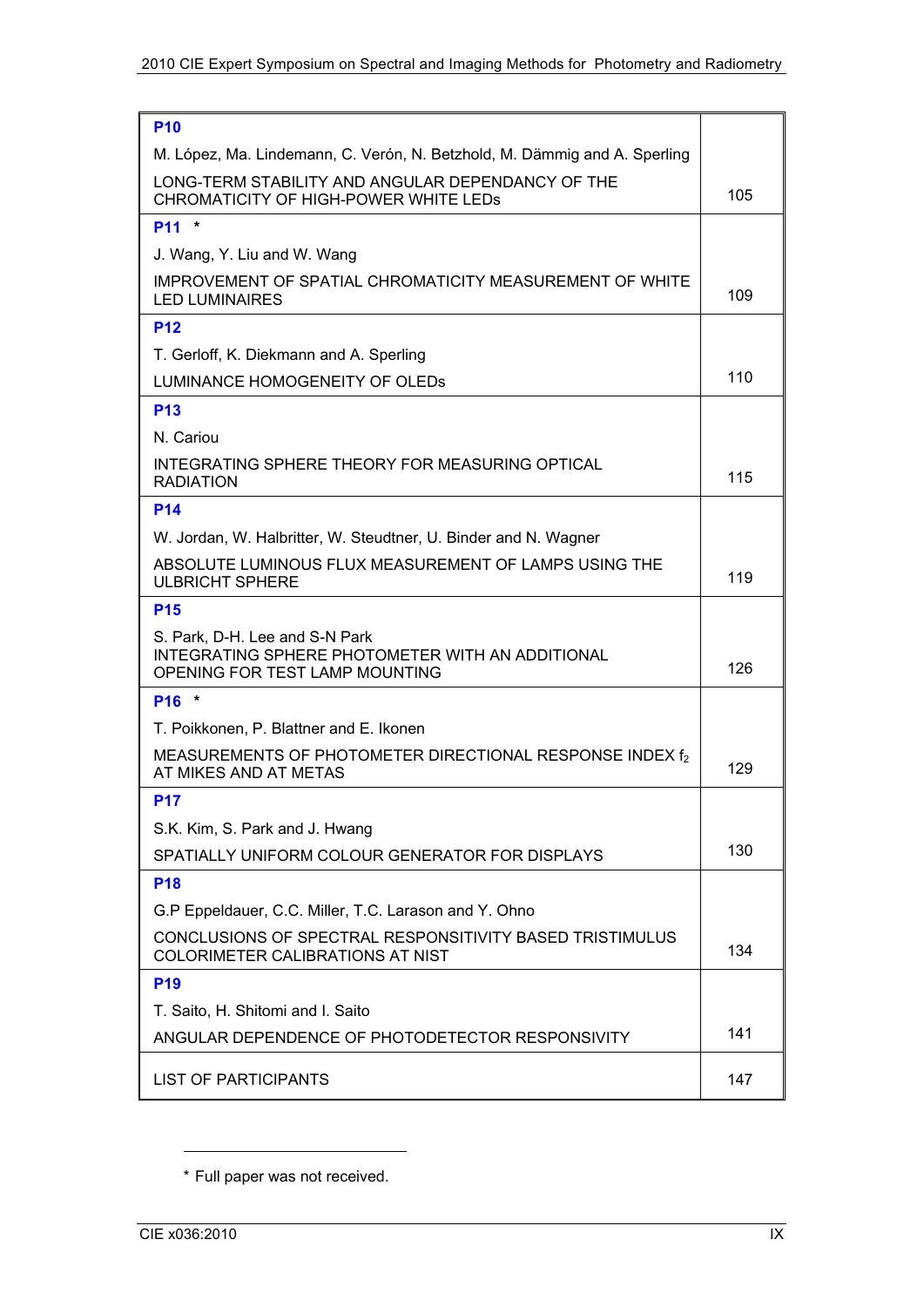| | |
|---|---|
| **P10**<br>M. López, Ma. Lindemann, C. Verón, N. Betzhold, M. Dämmig and A. Sperling<br>LONG-TERM STABILITY AND ANGULAR DEPENDANCY OF THE CHROMATICITY OF HIGH-POWER WHITE LEDs | 105 |
| **P11** *<br>J. Wang, Y. Liu and W. Wang<br>IMPROVEMENT OF SPATIAL CHROMATICITY MEASUREMENT OF WHITE LED LUMINAIRES | 109 |
| **P12**<br>T. Gerloff, K. Diekmann and A. Sperling<br>LUMINANCE HOMOGENEITY OF OLEDs | 110 |
| **P13**<br>N. Cariou<br>INTEGRATING SPHERE THEORY FOR MEASURING OPTICAL RADIATION | 115 |
| **P14**<br>W. Jordan, W. Halbritter, W. Steudtner, U. Binder and N. Wagner<br>ABSOLUTE LUMINOUS FLUX MEASUREMENT OF LAMPS USING THE ULBRICHT SPHERE | 119 |
| **P15**<br>S. Park, D-H. Lee and S-N Park<br>INTEGRATING SPHERE PHOTOMETER WITH AN ADDITIONAL OPENING FOR TEST LAMP MOUNTING | 126 |
| **P16** *<br>T. Poikkonen, P. Blattner and E. Ikonen<br>MEASUREMENTS OF PHOTOMETER DIRECTIONAL RESPONSE INDEX $f_2$ AT MIKES AND AT METAS | 129 |
| **P17**<br>S.K. Kim, S. Park and J. Hwang<br>SPATIALLY UNIFORM COLOUR GENERATOR FOR DISPLAYS | 130 |
| **P18**<br>G.P Eppeldauer, C.C. Miller, T.C. Larason and Y. Ohno<br>CONCLUSIONS OF SPECTRAL RESPONSITIVITY BASED TRISTIMULUS COLORIMETER CALIBRATIONS AT NIST | 134 |
| **P19**<br>T. Saito, H. Shitomi and I. Saito<br>ANGULAR DEPENDENCE OF PHOTODETECTOR RESPONSIVITY | 141 |
| LIST OF PARTICIPANTS | 147 |

* Full paper was not received.